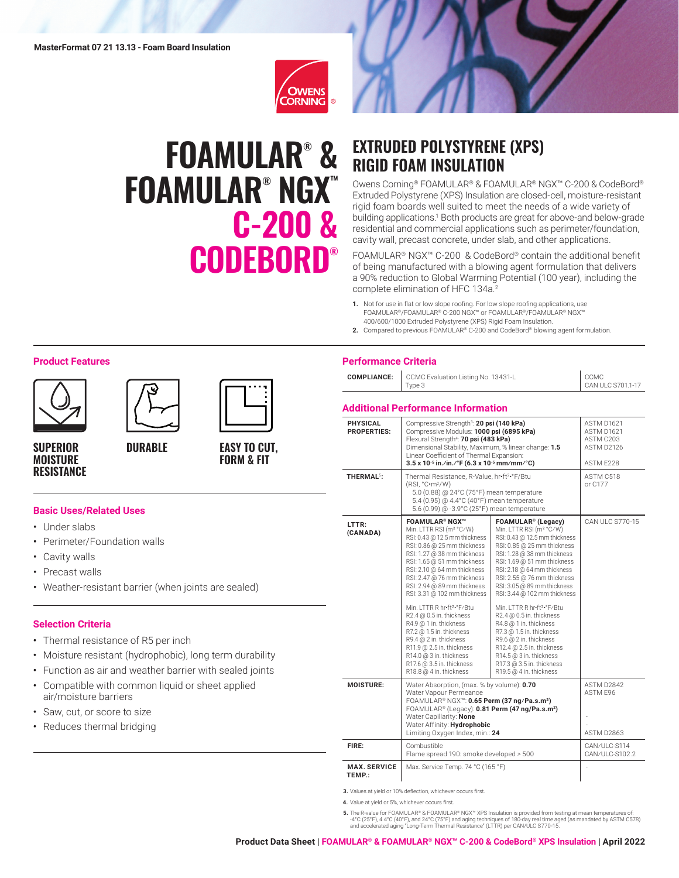MasterFormat 07 21 13.13 - Foam Board Insulation

# FOAMULAR® & FOAMULAR® NGX™ C-200 & CODEBORD®

## EXTRUDED POLYSTYRENE (XPS) RIGID FOAM INSULATION

Owens Corning® FOAMULAR® & FOAMULAR® NGX™ C-200 & CodeBord® Extruded Polystyrene (XPS) Insulation are closed-cell, moisture-resistant rigid foam boards well suited to meet the needs of a wide variety of building applications.[1] Both products are great for above-and below-grade residential and commercial applications such as perimeter/foundation, cavity wall, precast concrete, under slab, and other applications.

FOAMULAR® NGX™ C-200 & CodeBord® contain the additional benefit of being manufactured with a blowing agent formulation that delivers a 90% reduction to Global Warming Potential (100 year), including the complete elimination of HFC 134a.[2]

1. Not for use in flat or low slope roofing. For low slope roofing applications, use FOAMULAR®/FOAMULAR® C-200 NGX™ or FOAMULAR®/FOAMULAR® NGX™ 400/600/1000 Extruded Polystyrene (XPS) Rigid Foam Insulation.
2. Compared to previous FOAMULAR® C-200 and CodeBord® blowing agent formulation.

### Product Features

- SUPERIOR MOISTURE RESISTANCE
- DURABLE
- EASY TO CUT, FORM & FIT

### Basic Uses/Related Uses

- Under slabs
- Perimeter/Foundation walls
- Cavity walls
- Precast walls
- Weather-resistant barrier (when joints are sealed)

### Selection Criteria

- Thermal resistance of R5 per inch
- Moisture resistant (hydrophobic), long term durability
- Function as air and weather barrier with sealed joints
- Compatible with common liquid or sheet applied air/moisture barriers
- Saw, cut, or score to size
- Reduces thermal bridging

### Performance Criteria

| | | |
|---|---|---|
| **COMPLIANCE:** | CCMC Evaluation Listing No. 13431-L<br>Type 3 | CCMC<br>CAN ULC S701.1-17 |

### Additional Performance Information

| | | | |
|---|---|---|---|
| **PHYSICAL PROPERTIES:** | Compressive Strength[3]: **20 psi (140 kPa)**<br>Compressive Modulus: **1000 psi (6895 kPa)**<br>Flexural Strength[4]: **70 psi (483 kPa)**<br>Dimensional Stability, Maximum, % linear change: **1.5**<br>Linear Coefficient of Thermal Expansion:<br>**$3.5 \times 10^{-5}$ in./in./°F ($6.3 \times 10^{-5}$ mm/mm/°C)** | | ASTM D1621<br>ASTM D1621<br>ASTM C203<br>ASTM D2126<br>ASTM E228 |
| **THERMAL[5]:** | Thermal Resistance, R-Value, hr•ft²•°F/Btu (RSI, °C•m²/W)<br>5.0 (0.88) @ 24°C (75°F) mean temperature<br>5.4 (0.95) @ 4.4°C (40°F) mean temperature<br>5.6 (0.99) @ -3.9°C (25°F) mean temperature | | ASTM C518 or C177 |
| **LTTR: (CANADA)** | **FOAMULAR® NGX™**<br>Min. LTTR RSI (m² °C/W)<br>RSI: 0.43 @ 12.5 mm thickness<br>RSI: 0.86 @ 25 mm thickness<br>RSI: 1.27 @ 38 mm thickness<br>RSI: 1.65 @ 51 mm thickness<br>RSI: 2.10 @ 64 mm thickness<br>RSI: 2.47 @ 76 mm thickness<br>RSI: 2.94 @ 89 mm thickness<br>RSI: 3.31 @ 102 mm thickness<br><br>Min. LTTR R hr•ft²•°F/Btu<br>R2.4 @ 0.5 in. thickness<br>R4.9 @ 1 in. thickness<br>R7.2 @ 1.5 in. thickness<br>R9.4 @ 2 in. thickness<br>R11.9 @ 2.5 in. thickness<br>R14.0 @ 3 in. thickness<br>R17.6 @ 3.5 in. thickness<br>R18.8 @ 4 in. thickness | **FOAMULAR® (Legacy)**<br>Min. LTTR RSI (m² °C/W)<br>RSI: 0.43 @ 12.5 mm thickness<br>RSI: 0.85 @ 25 mm thickness<br>RSI: 1.28 @ 38 mm thickness<br>RSI: 1.69 @ 51 mm thickness<br>RSI: 2.18 @ 64 mm thickness<br>RSI: 2.55 @ 76 mm thickness<br>RSI: 3.05 @ 89 mm thickness<br>RSI: 3.44 @ 102 mm thickness<br><br>Min. LTTR R hr•ft²•°F/Btu<br>R2.4 @ 0.5 in. thickness<br>R4.8 @ 1 in. thickness<br>R7.3 @ 1.5 in. thickness<br>R9.6 @ 2 in. thickness<br>R12.4 @ 2.5 in. thickness<br>R14.5 @ 3 in. thickness<br>R17.3 @ 3.5 in. thickness<br>R19.5 @ 4 in. thickness | CAN ULC S770-15 |
| **MOISTURE:** | Water Absorption, (max. % by volume): **0.70**<br>Water Vapour Permeance<br>FOAMULAR® NGX™: **0.65 Perm (37 ng/Pa.s.m²)**<br>FOAMULAR® (Legacy): **0.81 Perm (47 ng/Pa.s.m²)**<br>Water Capillarity: **None**<br>Water Affinity: **Hydrophobic**<br>Limiting Oxygen Index, min.: **24** | | ASTM D2842<br>ASTM E96<br>-<br>-<br>ASTM D2863 |
| **FIRE:** | Combustible<br>Flame spread 190: smoke developed > 500 | | CAN/ULC-S114<br>CAN/ULC-S102.2 |
| **MAX. SERVICE TEMP.:** | Max. Service Temp. 74 °C (165 °F) | | - |

3. Values at yield or 10% deflection, whichever occurs first.
4. Value at yield or 5%, whichever occurs first.
5. The R-value for FOAMULAR® & FOAMULAR® NGX™ XPS Insulation is provided from testing at mean temperatures of: -4°C (25°F), 4.4°C (40°F), and 24°C (75°F) and aging techniques of 180-day real time aged (as mandated by ASTM C578) and accelerated aging "Long-Term Thermal Resistance" (LTTR) per CAN/ULC S770-15.

Product Data Sheet | FOAMULAR® & FOAMULAR® NGX™ C-200 & CodeBord® XPS Insulation | April 2022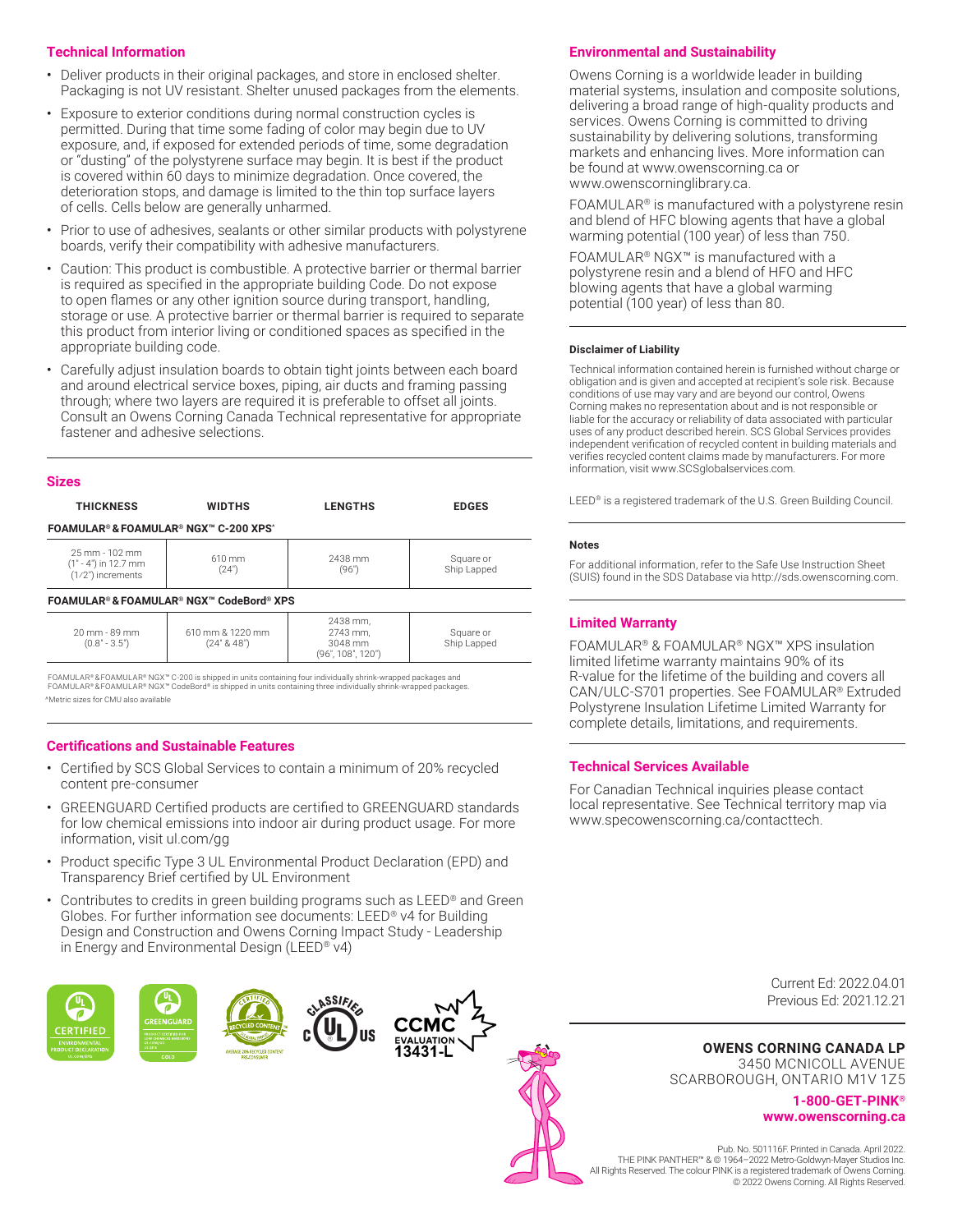## Technical Information

- Deliver products in their original packages, and store in enclosed shelter. Packaging is not UV resistant. Shelter unused packages from the elements.
- Exposure to exterior conditions during normal construction cycles is permitted. During that time some fading of color may begin due to UV exposure, and, if exposed for extended periods of time, some degradation or "dusting" of the polystyrene surface may begin. It is best if the product is covered within 60 days to minimize degradation. Once covered, the deterioration stops, and damage is limited to the thin top surface layers of cells. Cells below are generally unharmed.
- Prior to use of adhesives, sealants or other similar products with polystyrene boards, verify their compatibility with adhesive manufacturers.
- Caution: This product is combustible. A protective barrier or thermal barrier is required as specified in the appropriate building Code. Do not expose to open flames or any other ignition source during transport, handling, storage or use. A protective barrier or thermal barrier is required to separate this product from interior living or conditioned spaces as specified in the appropriate building code.
- Carefully adjust insulation boards to obtain tight joints between each board and around electrical service boxes, piping, air ducts and framing passing through; where two layers are required it is preferable to offset all joints. Consult an Owens Corning Canada Technical representative for appropriate fastener and adhesive selections.

## Sizes

| THICKNESS | WIDTHS | LENGTHS | EDGES |
|---|---|---|---|
| **FOAMULAR® & FOAMULAR® NGX™ C-200 XPS^** | | | |
| 25 mm - 102 mm (1" - 4") in 12.7 mm (1⁄2") increments | 610 mm (24") | 2438 mm (96") | Square or Ship Lapped |
| **FOAMULAR® & FOAMULAR® NGX™ CodeBord® XPS** | | | |
| 20 mm - 89 mm (0.8" - 3.5") | 610 mm & 1220 mm (24" & 48") | 2438 mm, 2743 mm, 3048 mm (96", 108", 120") | Square or Ship Lapped |

FOAMULAR® & FOAMULAR® NGX™ C-200 is shipped in units containing four individually shrink-wrapped packages and FOAMULAR® & FOAMULAR® NGX™ CodeBord® is shipped in units containing three individually shrink-wrapped packages.

^Metric sizes for CMU also available

## Certifications and Sustainable Features

- Certified by SCS Global Services to contain a minimum of 20% recycled content pre-consumer
- GREENGUARD Certified products are certified to GREENGUARD standards for low chemical emissions into indoor air during product usage. For more information, visit ul.com/gg
- Product specific Type 3 UL Environmental Product Declaration (EPD) and Transparency Brief certified by UL Environment
- Contributes to credits in green building programs such as LEED® and Green Globes. For further information see documents: LEED® v4 for Building Design and Construction and Owens Corning Impact Study - Leadership in Energy and Environmental Design (LEED® v4)

CCMC EVALUATION 13431-L

## Environmental and Sustainability

Owens Corning is a worldwide leader in building material systems, insulation and composite solutions, delivering a broad range of high-quality products and services. Owens Corning is committed to driving sustainability by delivering solutions, transforming markets and enhancing lives. More information can be found at www.owenscorning.ca or www.owenscorninglibrary.ca.

FOAMULAR® is manufactured with a polystyrene resin and blend of HFC blowing agents that have a global warming potential (100 year) of less than 750.

FOAMULAR® NGX™ is manufactured with a polystyrene resin and a blend of HFO and HFC blowing agents that have a global warming potential (100 year) of less than 80.

#### Disclaimer of Liability

Technical information contained herein is furnished without charge or obligation and is given and accepted at recipient's sole risk. Because conditions of use may vary and are beyond our control, Owens Corning makes no representation about and is not responsible or liable for the accuracy or reliability of data associated with particular uses of any product described herein. SCS Global Services provides independent verification of recycled content in building materials and verifies recycled content claims made by manufacturers. For more information, visit www.SCSglobalservices.com.

LEED® is a registered trademark of the U.S. Green Building Council.

#### Notes

For additional information, refer to the Safe Use Instruction Sheet (SUIS) found in the SDS Database via http://sds.owenscorning.com.

## Limited Warranty

FOAMULAR® & FOAMULAR® NGX™ XPS insulation limited lifetime warranty maintains 90% of its R-value for the lifetime of the building and covers all CAN/ULC-S701 properties. See FOAMULAR® Extruded Polystyrene Insulation Lifetime Limited Warranty for complete details, limitations, and requirements.

## Technical Services Available

For Canadian Technical inquiries please contact local representative. See Technical territory map via www.specowenscorning.ca/contacttech.

Current Ed: 2022.04.01
Previous Ed: 2021.12.21

**OWENS CORNING CANADA LP**
3450 MCNICOLL AVENUE
SCARBOROUGH, ONTARIO M1V 1Z5

**1-800-GET-PINK®**
**www.owenscorning.ca**

Pub. No. 501116F. Printed in Canada. April 2022.
THE PINK PANTHER™ & © 1964–2022 Metro-Goldwyn-Mayer Studios Inc.
All Rights Reserved. The colour PINK is a registered trademark of Owens Corning.
© 2022 Owens Corning. All Rights Reserved.